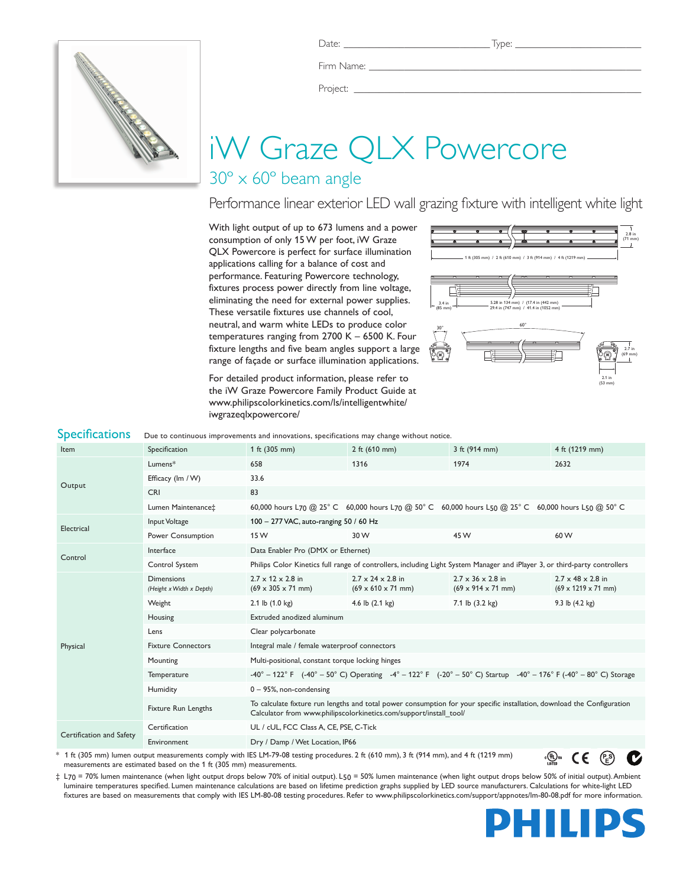Date: ______________________ Type: ______________________

Firm Name: ______________________

Project: ______________________

# iW Graze QLX Powercore

## 30° x 60° beam angle

### Performance linear exterior LED wall grazing fixture with intelligent white light

With light output of up to 673 lumens and a power consumption of only 15 W per foot, iW Graze QLX Powercore is perfect for surface illumination applications calling for a balance of cost and performance. Featuring Powercore technology, fixtures process power directly from line voltage, eliminating the need for external power supplies. These versatile fixtures use channels of cool, neutral, and warm white LEDs to produce color temperatures ranging from 2700 K – 6500 K. Four fixture lengths and five beam angles support a large range of façade or surface illumination applications.

For detailed product information, please refer to the iW Graze Powercore Family Product Guide at www.philipscolorkinetics.com/ls/intelligentwhite/iwgrazeqlxpowercore/

2.8 in (71 mm)

1 ft (305 mm) / 2 ft (610 mm) / 3 ft (914 mm) / 4 ft (1219 mm)

3.4 in (85 mm)

5.28 in 134 mm) / (17.4 in (442 mm) 29.4 in (747 mm) / 41.4 in (1052 mm)

30°

60°

2.7 in (69 mm)

2.1 in (53 mm)

## Specifications

Due to continuous improvements and innovations, specifications may change without notice.

| Item | Specification | 1 ft (305 mm) | 2 ft (610 mm) | 3 ft (914 mm) | 4 ft (1219 mm) |
|---|---|---|---|---|---|
| Output | Lumens* | 658 | 1316 | 1974 | 2632 |
| | Efficacy (lm / W) | 33.6 | | | |
| | CRI | 83 | | | |
| | Lumen Maintenance‡ | 60,000 hours $L_{70}$ @ 25° C | 60,000 hours $L_{70}$ @ 50° C | 60,000 hours $L_{50}$ @ 25° C | 60,000 hours $L_{50}$ @ 50° C |
| Electrical | Input Voltage | 100 – 277 VAC, auto-ranging 50 / 60 Hz | | | |
| | Power Consumption | 15 W | 30 W | 45 W | 60 W |
| Control | Interface | Data Enabler Pro (DMX or Ethernet) | | | |
| | Control System | Philips Color Kinetics full range of controllers, including Light System Manager and iPlayer 3, or third-party controllers | | | |
| Physical | Dimensions *(Height x Width x Depth)* | 2.7 x 12 x 2.8 in (69 x 305 x 71 mm) | 2.7 x 24 x 2.8 in (69 x 610 x 71 mm) | 2.7 x 36 x 2.8 in (69 x 914 x 71 mm) | 2.7 x 48 x 2.8 in (69 x 1219 x 71 mm) |
| | Weight | 2.1 lb (1.0 kg) | 4.6 lb (2.1 kg) | 7.1 lb (3.2 kg) | 9.3 lb (4.2 kg) |
| | Housing | Extruded anodized aluminum | | | |
| | Lens | Clear polycarbonate | | | |
| | Fixture Connectors | Integral male / female waterproof connectors | | | |
| | Mounting | Multi-positional, constant torque locking hinges | | | |
| | Temperature | -40° – 122° F (-40° – 50° C) Operating -4° – 122° F (-20° – 50° C) Startup -40° – 176° F (-40° – 80° C) Storage | | | |
| | Humidity | 0 – 95%, non-condensing | | | |
| | Fixture Run Lengths | To calculate fixture run lengths and total power consumption for your specific installation, download the Configuration Calculator from www.philipscolorkinetics.com/support/install_tool/ | | | |
| Certification and Safety | Certification | UL / cUL, FCC Class A, CE, PSE, C-Tick | | | |
| | Environment | Dry / Damp / Wet Location, IP66 | | | |

\* 1 ft (305 mm) lumen output measurements comply with IES LM-79-08 testing procedures. 2 ft (610 mm), 3 ft (914 mm), and 4 ft (1219 mm) measurements are estimated based on the 1 ft (305 mm) measurements.

‡ $L_{70}$ = 70% lumen maintenance (when light output drops below 70% of initial output). $L_{50}$ = 50% lumen maintenance (when light output drops below 50% of initial output). Ambient luminaire temperatures specified. Lumen maintenance calculations are based on lifetime prediction graphs supplied by LED source manufacturers. Calculations for white-light LED fixtures are based on measurements that comply with IES LM-80-08 testing procedures. Refer to www.philipscolorkinetics.com/support/appnotes/lm-80-08.pdf for more information.

PHILIPS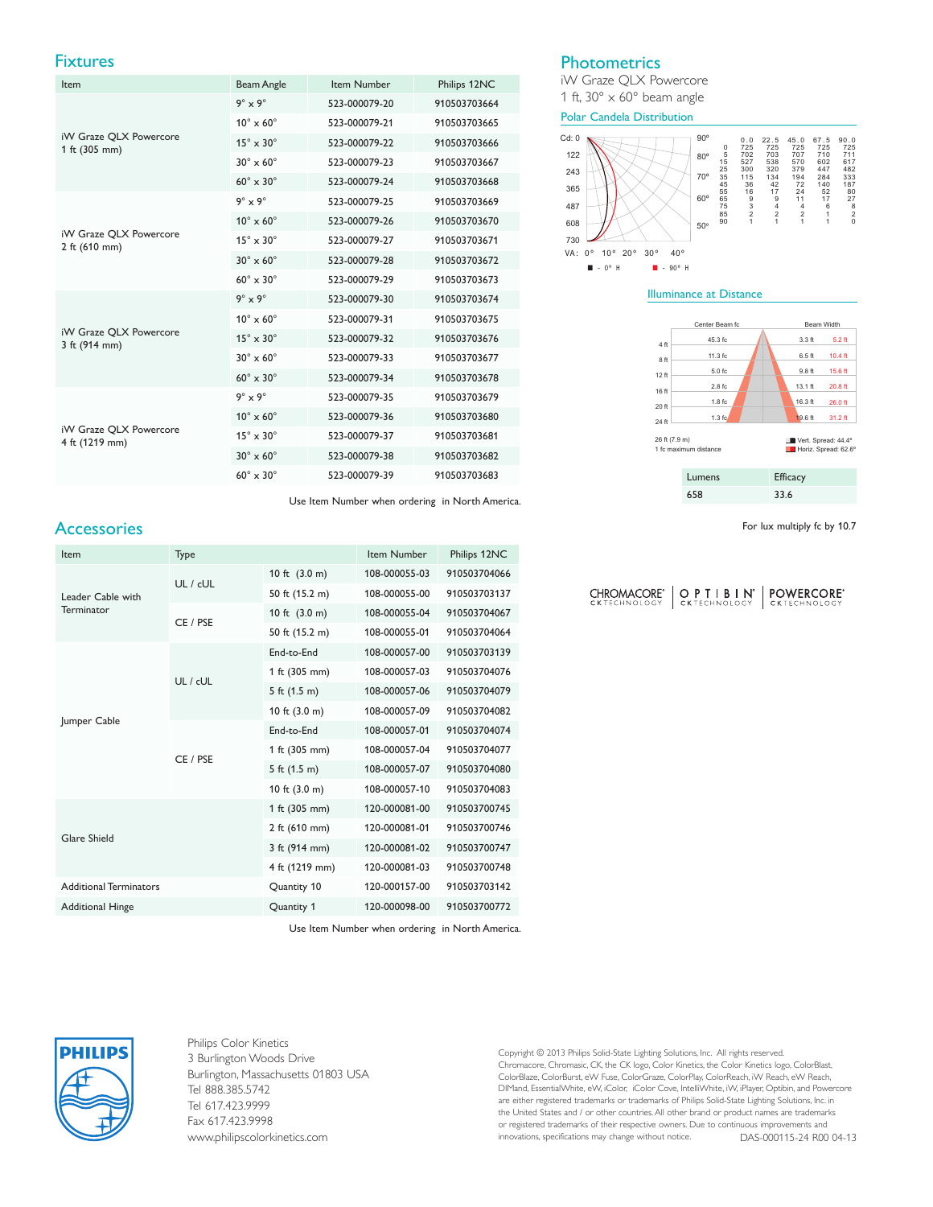## Fixtures

| Item | Beam Angle | Item Number | Philips 12NC |
|---|---|---|---|
| iW Graze QLX Powercore 1 ft (305 mm) | 9° x 9° | 523-000079-20 | 910503703664 |
| | 10° x 60° | 523-000079-21 | 910503703665 |
| | 15° x 30° | 523-000079-22 | 910503703666 |
| | 30° x 60° | 523-000079-23 | 910503703667 |
| | 60° x 30° | 523-000079-24 | 910503703668 |
| iW Graze QLX Powercore 2 ft (610 mm) | 9° x 9° | 523-000079-25 | 910503703669 |
| | 10° x 60° | 523-000079-26 | 910503703670 |
| | 15° x 30° | 523-000079-27 | 910503703671 |
| | 30° x 60° | 523-000079-28 | 910503703672 |
| | 60° x 30° | 523-000079-29 | 910503703673 |
| iW Graze QLX Powercore 3 ft (914 mm) | 9° x 9° | 523-000079-30 | 910503703674 |
| | 10° x 60° | 523-000079-31 | 910503703675 |
| | 15° x 30° | 523-000079-32 | 910503703676 |
| | 30° x 60° | 523-000079-33 | 910503703677 |
| | 60° x 30° | 523-000079-34 | 910503703678 |
| iW Graze QLX Powercore 4 ft (1219 mm) | 9° x 9° | 523-000079-35 | 910503703679 |
| | 10° x 60° | 523-000079-36 | 910503703680 |
| | 15° x 30° | 523-000079-37 | 910503703681 |
| | 30° x 60° | 523-000079-38 | 910503703682 |
| | 60° x 30° | 523-000079-39 | 910503703683 |

Use Item Number when ordering in North America.

## Accessories

| Item | Type | | Item Number | Philips 12NC |
|---|---|---|---|---|
| Leader Cable with Terminator | UL / cUL | 10 ft (3.0 m) | 108-000055-03 | 910503704066 |
| | | 50 ft (15.2 m) | 108-000055-00 | 910503703137 |
| | CE / PSE | 10 ft (3.0 m) | 108-000055-04 | 910503704067 |
| | | 50 ft (15.2 m) | 108-000055-01 | 910503704064 |
| Jumper Cable | UL / cUL | End-to-End | 108-000057-00 | 910503703139 |
| | | 1 ft (305 mm) | 108-000057-03 | 910503704076 |
| | | 5 ft (1.5 m) | 108-000057-06 | 910503704079 |
| | | 10 ft (3.0 m) | 108-000057-09 | 910503704082 |
| | CE / PSE | End-to-End | 108-000057-01 | 910503704074 |
| | | 1 ft (305 mm) | 108-000057-04 | 910503704077 |
| | | 5 ft (1.5 m) | 108-000057-07 | 910503704080 |
| | | 10 ft (3.0 m) | 108-000057-10 | 910503704083 |
| Glare Shield | | 1 ft (305 mm) | 120-000081-00 | 910503700745 |
| | | 2 ft (610 mm) | 120-000081-01 | 910503700746 |
| | | 3 ft (914 mm) | 120-000081-02 | 910503700747 |
| | | 4 ft (1219 mm) | 120-000081-03 | 910503700748 |
| Additional Terminators | | Quantity 10 | 120-000157-00 | 910503703142 |
| Additional Hinge | | Quantity 1 | 120-000098-00 | 910503700772 |

Use Item Number when ordering in North America.

## Photometrics

iW Graze QLX Powercore
1 ft, 30° x 60° beam angle

### Polar Candela Distribution

Cd: 0
122
243
365
487
608
730
VA: 0° 10° 20° 30° 40°
90° 80° 70° 60° 50°
■ - 0° H ■ - 90° H

| | 0.0 | 22.5 | 45.0 | 67.5 | 90.0 |
|---|---|---|---|---|---|
| 0 | 725 | 725 | 725 | 725 | 725 |
| 5 | 702 | 703 | 707 | 710 | 711 |
| 15 | 527 | 538 | 570 | 602 | 617 |
| 25 | 300 | 320 | 379 | 447 | 482 |
| 35 | 115 | 134 | 194 | 284 | 333 |
| 45 | 36 | 42 | 72 | 140 | 187 |
| 55 | 16 | 17 | 24 | 52 | 80 |
| 65 | 9 | 9 | 11 | 17 | 27 |
| 75 | 3 | 4 | 4 | 6 | 8 |
| 85 | 2 | 2 | 2 | 1 | 2 |
| 90 | 1 | 1 | 1 | 1 | 0 |

### Illuminance at Distance

Center Beam fc
Beam Width
4 ft 45.3 fc 3.3 ft 5.2 ft
8 ft 11.3 fc 6.5 ft 10.4 ft
12 ft 5.0 fc 9.8 ft 15.6 ft
16 ft 2.8 fc 13.1 ft 20.8 ft
20 ft 1.8 fc 16.3 ft 26.0 ft
24 ft 1.3 fc 19.6 ft 31.2 ft
26 ft (7.9 m)
1 fc maximum distance
Vert. Spread: 44.4°
Horiz. Spread: 62.6°

| Lumens | Efficacy |
|---|---|
| 658 | 33.6 |

For lux multiply fc by 10.7

CHROMACORE® CK TECHNOLOGY | OPTIBIN® CK TECHNOLOGY | POWERCORE® CK TECHNOLOGY

PHILIPS

Philips Color Kinetics
3 Burlington Woods Drive
Burlington, Massachusetts 01803 USA
Tel 888.385.5742
Tel 617.423.9999
Fax 617.423.9998
www.philipscolorkinetics.com

Copyright © 2013 Philips Solid-State Lighting Solutions, Inc. All rights reserved. Chromacore, Chromasic, CK, the CK logo, Color Kinetics, the Color Kinetics logo, ColorBlast, ColorBlaze, ColorBurst, eW Fuse, ColorGraze, ColorPlay, ColorReach, iW Reach, eW Reach, DIMand, EssentialWhite, eW, iColor, iColor Cove, IntelliWhite, iW, iPlayer, Optibin, and Powercore are either registered trademarks or trademarks of Philips Solid-State Lighting Solutions, Inc. in the United States and / or other countries. All other brand or product names are trademarks or registered trademarks of their respective owners. Due to continuous improvements and innovations, specifications may change without notice. DAS-000115-24 R00 04-13